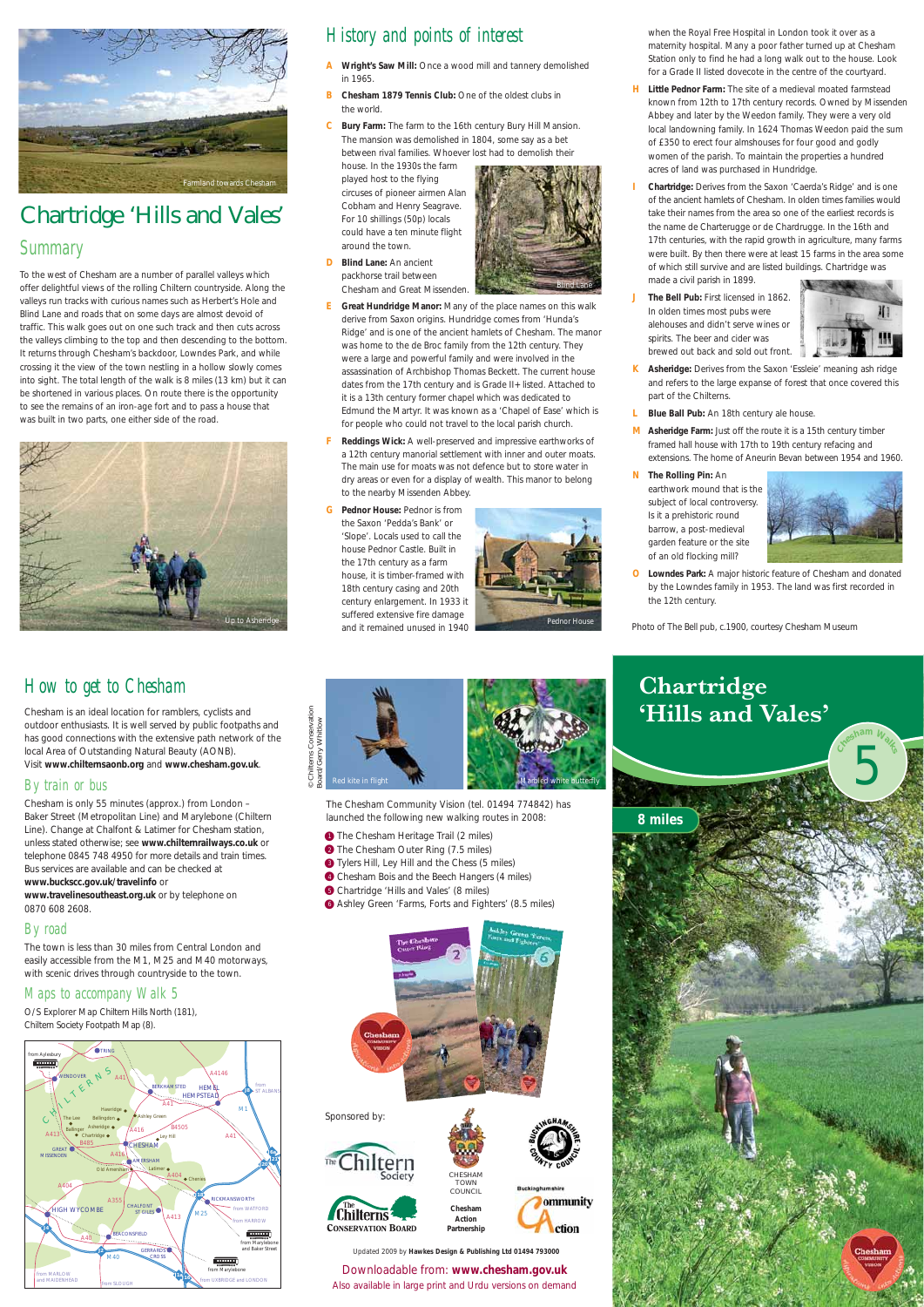# Chartridge 'Hills and Vales'

## Summary

To the west of Chesham are a number of parallel valleys which offer delightful views of the rolling Chiltern countryside. Along the valleys run tracks with curious names such as Herbert's Hole and Blind Lane and roads that on some days are almost devoid of traffic. This walk goes out on one such track and then cuts across the valleys climbing to the top and then descending to the bottom. It returns through Chesham's backdoor, Lowndes Park, and while crossing it the view of the town nestling in a hollow slowly comes into sight. The total length of the walk is 8 miles (13 km) but it can be shortened in various places. On route there is the opportunity to see the remains of an iron-age fort and to pass a house that was built in two parts, one either side of the road.

Farmland towards Chesham

Up to Asheridge

## History and points of interest

**A Wright's Saw Mill:** Once a wood mill and tannery demolished in 1965.

**B Chesham 1879 Tennis Club:** One of the oldest clubs in the world.

**C Bury Farm:** The farm to the 16th century Bury Hill Mansion. The mansion was demolished in 1804, some say as a bet between rival families. Whoever lost had to demolish their house. In the 1930s the farm played host to the flying circuses of pioneer airmen Alan Cobham and Henry Seagrave. For 10 shillings (50p) locals could have a ten minute flight around the town.

**D Blind Lane:** An ancient packhorse trail between Chesham and Great Missenden.

Blind Lane

**E Great Hundridge Manor:** Many of the place names on this walk derive from Saxon origins. Hundridge comes from 'Hunda's Ridge' and is one of the ancient hamlets of Chesham. The manor was home to the de Broc family from the 12th century. They were a large and powerful family and were involved in the assassination of Archbishop Thomas Beckett. The current house dates from the 17th century and is Grade II+ listed. Attached to it is a 13th century former chapel which was dedicated to Edmund the Martyr. It was known as a 'Chapel of Ease' which is for people who could not travel to the local parish church.

**F Reddings Wick:** A well-preserved and impressive earthworks of a 12th century manorial settlement with inner and outer moats. The main use for moats was not defence but to store water in dry areas or even for a display of wealth. This manor to belong to the nearby Missenden Abbey.

**G Pednor House:** Pednor is from the Saxon 'Pedda's Bank' or 'Slope'. Locals used to call the house Pednor Castle. Built in the 17th century as a farm house, it is timber-framed with 18th century casing and 20th century enlargement. In 1933 it suffered extensive fire damage and it remained unused in 1940 when the Royal Free Hospital in London took it over as a maternity hospital. Many a poor father turned up at Chesham Station only to find he had a long walk out to the house. Look for a Grade II listed dovecote in the centre of the courtyard.

Pednor House

**H Little Pednor Farm:** The site of a medieval moated farmstead known from 12th to 17th century records. Owned by Missenden Abbey and later by the Weedon family. They were a very old local landowning family. In 1624 Thomas Weedon paid the sum of £350 to erect four almshouses for four good and godly women of the parish. To maintain the properties a hundred acres of land was purchased in Hundridge.

**I Chartridge:** Derives from the Saxon 'Caerda's Ridge' and is one of the ancient hamlets of Chesham. In olden times families would take their names from the area so one of the earliest records is the name de Charterugge or de Chardrugge. In the 16th and 17th centuries, with the rapid growth in agriculture, many farms were built. By then there were at least 15 farms in the area some of which still survive and are listed buildings. Chartridge was made a civil parish in 1899.

**J The Bell Pub:** First licensed in 1862. In olden times most pubs were alehouses and didn't serve wines or spirits. The beer and cider was brewed out back and sold out front.

**K Asheridge:** Derives from the Saxon 'Essleie' meaning ash ridge and refers to the large expanse of forest that once covered this part of the Chilterns.

**L Blue Ball Pub:** An 18th century ale house.

**M Asheridge Farm:** Just off the route it is a 15th century timber framed hall house with 17th to 19th century refacing and extensions. The home of Aneurin Bevan between 1954 and 1960.

**N The Rolling Pin:** An earthwork mound that is the subject of local controversy. Is it a prehistoric round barrow, a post-medieval garden feature or the site of an old flocking mill?

**O Lowndes Park:** A major historic feature of Chesham and donated by the Lowndes family in 1953. The land was first recorded in the 12th century.

Photo of The Bell pub, c.1900, courtesy Chesham Museum

## How to get to Chesham

Chesham is an ideal location for ramblers, cyclists and outdoor enthusiasts. It is well served by public footpaths and has good connections with the extensive path network of the local Area of Outstanding Natural Beauty (AONB). Visit **www.chilternsaonb.org** and **www.chesham.gov.uk**.

### By train or bus

Chesham is only 55 minutes (approx.) from London – Baker Street (Metropolitan Line) and Marylebone (Chiltern Line). Change at Chalfont & Latimer for Chesham station, unless stated otherwise; see **www.chilternrailways.co.uk** or telephone 0845 748 4950 for more details and train times. Bus services are available and can be checked at **www.buckscc.gov.uk/travelinfo** or **www.travelinesoutheast.org.uk** or by telephone on 0870 608 2608.

### By road

The town is less than 30 miles from Central London and easily accessible from the M1, M25 and M40 motorways, with scenic drives through countryside to the town.

### Maps to accompany Walk 5

O/S Explorer Map Chiltern Hills North (181), Chiltern Society Footpath Map (8).

© Chilterns Conservation Board/Gerry Whitlow

Red kite in flight

Marbled white butterfly

The Chesham Community Vision (tel. 01494 774842) has launched the following new walking routes in 2008:

1. The Chesham Heritage Trail (2 miles)
2. The Chesham Outer Ring (7.5 miles)
3. Tylers Hill, Ley Hill and the Chess (5 miles)
4. Chesham Bois and the Beech Hangers (4 miles)
5. Chartridge 'Hills and Vales' (8 miles)
6. Ashley Green 'Farms, Forts and Fighters' (8.5 miles)

Sponsored by:

The Chiltern Society · Chesham Town Council · Buckinghamshire County Council · The Chilterns Conservation Board · Chesham Action Partnership · Buckinghamshire Community Action

Updated 2009 by **Hawkes Design & Publishing Ltd 01494 793000**

Downloadable from: **www.chesham.gov.uk**

Also available in large print and Urdu versions on demand

# Chartridge 'Hills and Vales'

Chesham Walks 5

**8 miles**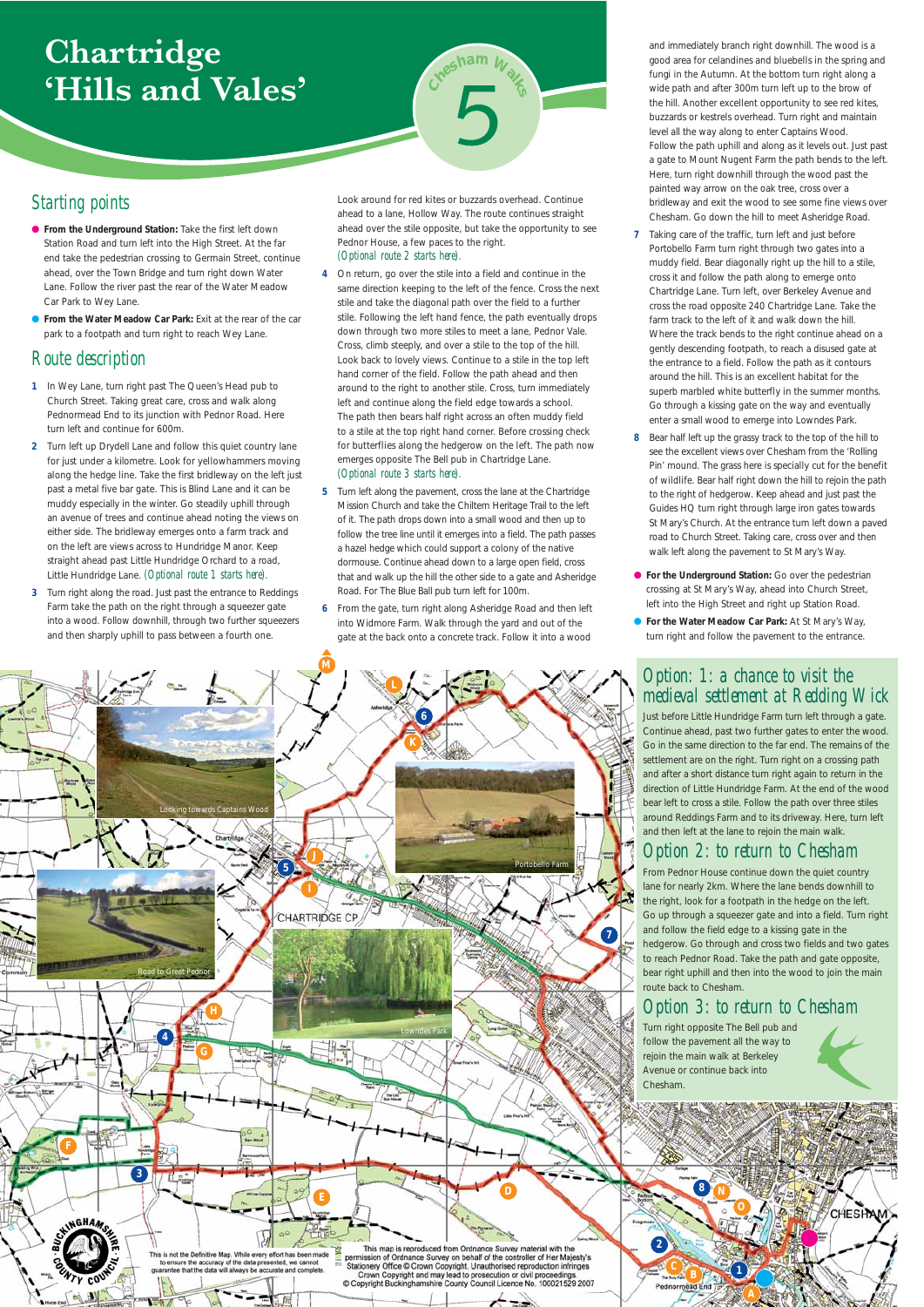# Chartridge 'Hills and Vales'

Chesham Walks 5

## Starting points

- **From the Underground Station:** Take the first left down Station Road and turn left into the High Street. At the far end take the pedestrian crossing to Germain Street, continue ahead, over the Town Bridge and turn right down Water Lane. Follow the river past the rear of the Water Meadow Car Park to Wey Lane.
- **From the Water Meadow Car Park:** Exit at the rear of the car park to a footpath and turn right to reach Wey Lane.

## Route description

1. In Wey Lane, turn right past The Queen's Head pub to Church Street. Taking great care, cross and walk along Pednormead End to its junction with Pednor Road. Here turn left and continue for 600m.
2. Turn left up Drydell Lane and follow this quiet country lane for just under a kilometre. Look for yellowhammers moving along the hedge line. Take the first bridleway on the left just past a metal five bar gate. This is Blind Lane and it can be muddy especially in the winter. Go steadily uphill through an avenue of trees and continue ahead noting the views on either side. The bridleway emerges onto a farm track and on the left are views across to Hundridge Manor. Keep straight ahead past Little Hundridge Orchard to a road, Little Hundridge Lane. *(Optional route 1 starts here).*
3. Turn right along the road. Just past the entrance to Reddings Farm take the path on the right through a squeezer gate into a wood. Follow downhill, through two further squeezers and then sharply uphill to pass between a fourth one. Look around for red kites or buzzards overhead. Continue ahead to a lane, Hollow Way. The route continues straight ahead over the stile opposite, but take the opportunity to see Pednor House, a few paces to the right. *(Optional route 2 starts here).*
4. On return, go over the stile into a field and continue in the same direction keeping to the left of the fence. Cross the next stile and take the diagonal path over the field to a further stile. Following the left hand fence, the path eventually drops down through two more stiles to meet a lane, Pednor Vale. Cross, climb steeply, and over a stile to the top of the hill. Look back to lovely views. Continue to a stile in the top left hand corner of the field. Follow the path ahead and then around to the right to another stile. Cross, turn immediately left and continue along the field edge towards a school. The path then bears half right across an often muddy field to a stile at the top right hand corner. Before crossing check for butterflies along the hedgerow on the left. The path now emerges opposite The Bell pub in Chartridge Lane. *(Optional route 3 starts here).*
5. Turn left along the pavement, cross the lane at the Chartridge Mission Church and take the Chiltern Heritage Trail to the left of it. The path drops down into a small wood and then up to follow the tree line until it emerges into a field. The path passes a hazel hedge which could support a colony of the native dormouse. Continue ahead down to a large open field, cross that and walk up the hill the other side to a gate and Asheridge Road. For The Blue Ball pub turn left for 100m.
6. From the gate, turn right along Asheridge Road and then left into Widmore Farm. Walk through the yard and out of the gate at the back onto a concrete track. Follow it into a wood and immediately branch right downhill. The wood is a good area for celandines and bluebells in the spring and fungi in the Autumn. At the bottom turn right along a wide path and after 300m turn left up to the brow of the hill. Another excellent opportunity to see red kites, buzzards or kestrels overhead. Turn right and maintain level all the way along to enter Captains Wood. Follow the path uphill and along as it levels out. Just past a gate to Mount Nugent Farm the path bends to the left. Here, turn right downhill through the wood past the painted way arrow on the oak tree, cross over a bridleway and exit the wood to see some fine views over Chesham. Go down the hill to meet Asheridge Road.
7. Taking care of the traffic, turn left and just before Portobello Farm turn right through two gates into a muddy field. Bear diagonally right up the hill to a stile, cross it and follow the path along to emerge onto Chartridge Lane. Turn left, over Berkeley Avenue and cross the road opposite 240 Chartridge Lane. Take the farm track to the left of it and walk down the hill. Where the track bends to the right continue ahead on a gently descending footpath, to reach a disused gate at the entrance to a field. Follow the path as it contours around the hill. This is an excellent habitat for the superb marbled white butterfly in the summer months. Go through a kissing gate on the way and eventually enter a small wood to emerge into Lowndes Park.
8. Bear half left up the grassy track to the top of the hill to see the excellent views over Chesham from the 'Rolling Pin' mound. The grass here is specially cut for the benefit of wildlife. Bear half right down the hill to rejoin the path to the right of hedgerow. Keep ahead and just past the Guides HQ turn right through large iron gates towards St Mary's Church. At the entrance turn left down a paved road to Church Street. Taking care, cross over and then walk left along the pavement to St Mary's Way.

- **For the Underground Station:** Go over the pedestrian crossing at St Mary's Way, ahead into Church Street, left into the High Street and right up Station Road.
- **For the Water Meadow Car Park:** At St Mary's Way, turn right and follow the pavement to the entrance.

## Option: 1: a chance to visit the medieval settlement at Redding Wick

Just before Little Hundridge Farm turn left through a gate. Continue ahead, past two further gates to enter the wood. Go in the same direction to the far end. The remains of the settlement are on the right. Turn right on a crossing path and after a short distance turn right again to return in the direction of Little Hundridge Farm. At the end of the wood bear left to cross a stile. Follow the path over three stiles around Reddings Farm and to its driveway. Here, turn left and then left at the lane to rejoin the main walk.

## Option 2: to return to Chesham

From Pednor House continue down the quiet country lane for nearly 2km. Where the lane bends downhill to the right, look for a footpath in the hedge on the left. Go up through a squeezer gate and into a field. Turn right and follow the field edge to a kissing gate in the hedgerow. Go through and cross two fields and two gates to reach Pednor Road. Take the path and gate opposite, bear right uphill and then into the wood to join the main route back to Chesham.

## Option 3: to return to Chesham

Turn right opposite The Bell pub and follow the pavement all the way to rejoin the main walk at Berkeley Avenue or continue back into Chesham.

Looking towards Captains Wood

Portobello Farm

Road to Great Pednor

Lowndes Park

This is not the Definitive Map. While every effort has been made to ensure the accuracy of the data presented, we cannot guarantee that the data will always be accurate and complete.

This map is reproduced from Ordnance Survey material with the permission of Ordnance Survey on behalf of the controller of Her Majesty's Stationery Office © Crown Copyright. Unauthorised reproduction infringes Crown Copyright and may lead to prosecution or civil proceedings. © Copyright Buckinghamshire County Council Licence No. 100021529 2007